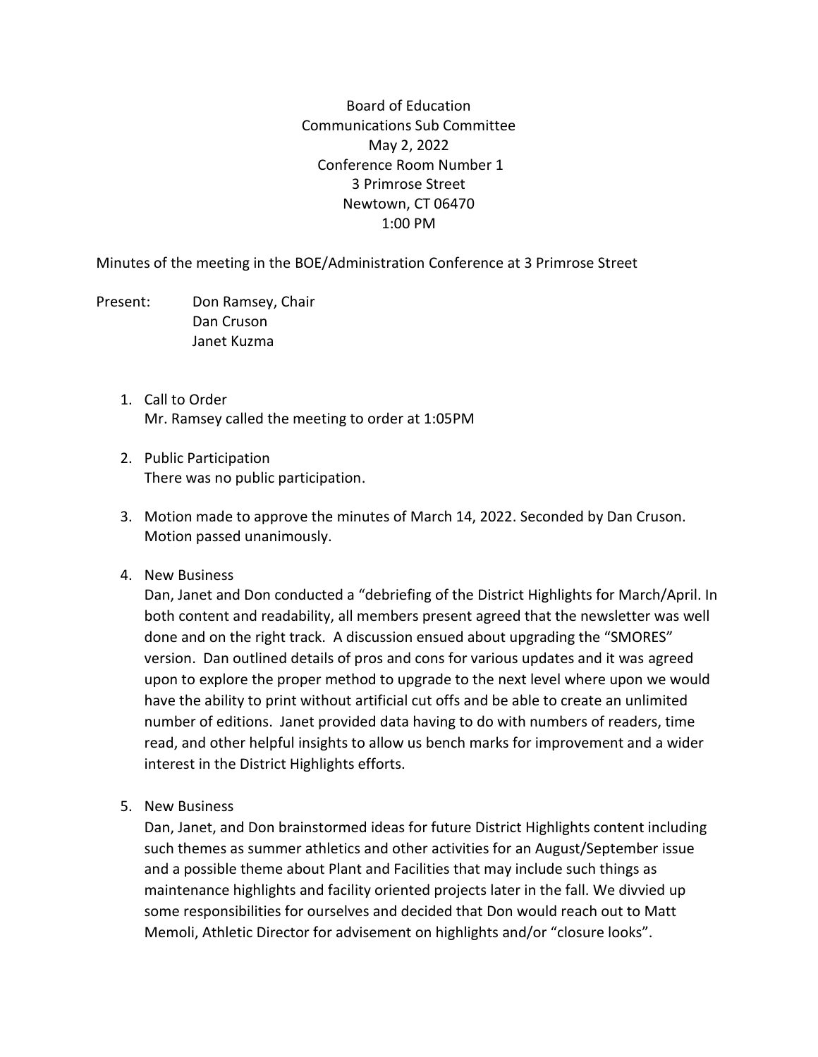Board of Education
Communications Sub Committee
May 2, 2022
Conference Room Number 1
3 Primrose Street
Newtown, CT 06470
1:00 PM

Minutes of the meeting in the BOE/Administration Conference at 3 Primrose Street

Present: Don Ramsey, Chair
Dan Cruson
Janet Kuzma

1. Call to Order
   Mr. Ramsey called the meeting to order at 1:05PM

2. Public Participation
   There was no public participation.

3. Motion made to approve the minutes of March 14, 2022. Seconded by Dan Cruson. Motion passed unanimously.

4. New Business
   Dan, Janet and Don conducted a "debriefing of the District Highlights for March/April. In both content and readability, all members present agreed that the newsletter was well done and on the right track. A discussion ensued about upgrading the "SMORES" version. Dan outlined details of pros and cons for various updates and it was agreed upon to explore the proper method to upgrade to the next level where upon we would have the ability to print without artificial cut offs and be able to create an unlimited number of editions. Janet provided data having to do with numbers of readers, time read, and other helpful insights to allow us bench marks for improvement and a wider interest in the District Highlights efforts.

5. New Business
   Dan, Janet, and Don brainstormed ideas for future District Highlights content including such themes as summer athletics and other activities for an August/September issue and a possible theme about Plant and Facilities that may include such things as maintenance highlights and facility oriented projects later in the fall. We divvied up some responsibilities for ourselves and decided that Don would reach out to Matt Memoli, Athletic Director for advisement on highlights and/or "closure looks".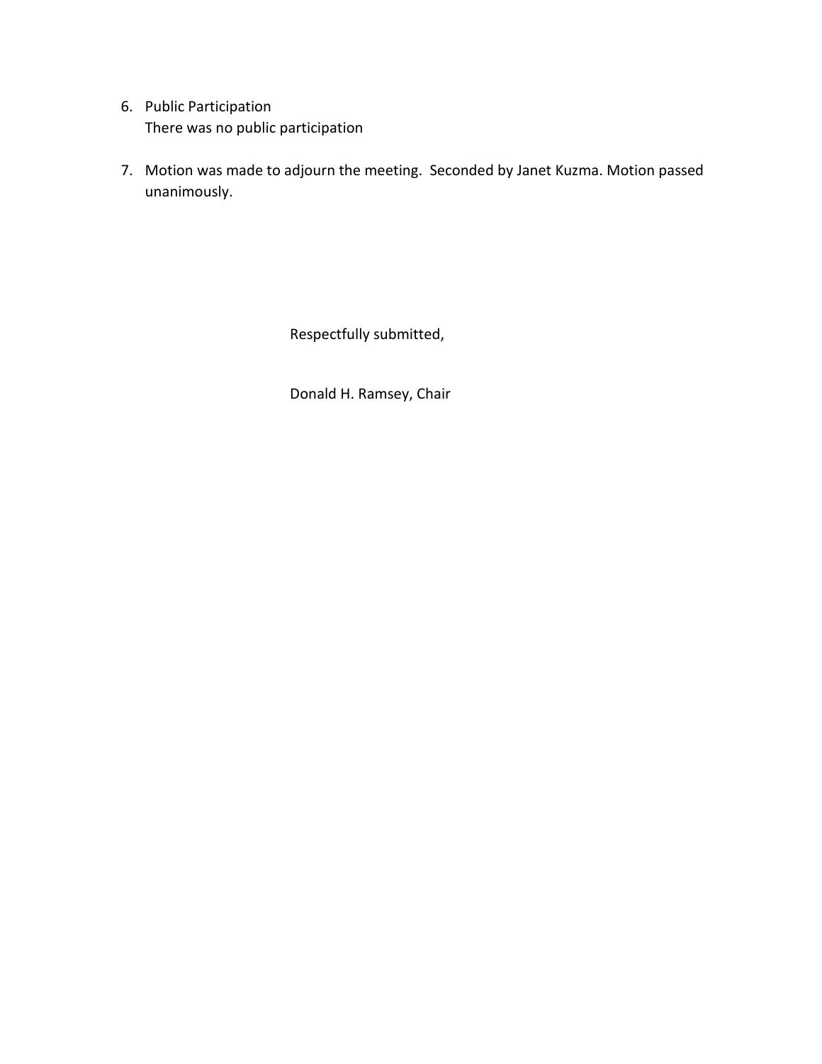6. Public Participation
   There was no public participation

7. Motion was made to adjourn the meeting. Seconded by Janet Kuzma. Motion passed unanimously.

Respectfully submitted,

Donald H. Ramsey, Chair